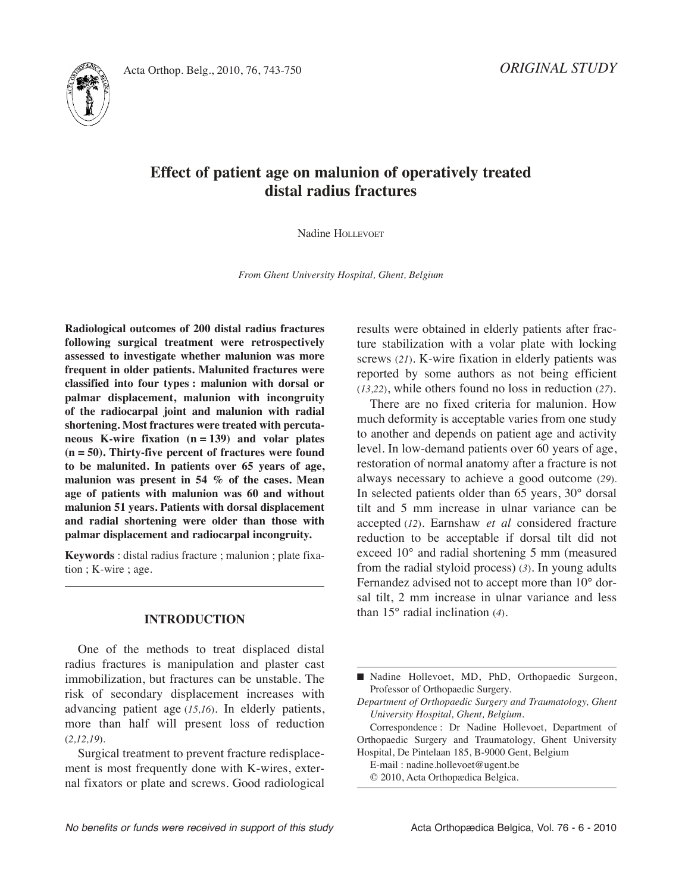ORIGINAL STUDY

# Effect of patient age on malunion of operatively treated distal radius fractures

Nadine Hollevoet

*From Ghent University Hospital, Ghent, Belgium*

**Radiological outcomes of 200 distal radius fractures following surgical treatment were retrospectively assessed to investigate whether malunion was more frequent in older patients. Malunited fractures were classified into four types : malunion with dorsal or palmar displacement, malunion with incongruity of the radiocarpal joint and malunion with radial shortening. Most fractures were treated with percutaneous K-wire fixation (n = 139) and volar plates (n = 50). Thirty-five percent of fractures were found to be malunited. In patients over 65 years of age, malunion was present in 54 % of the cases. Mean age of patients with malunion was 60 and without malunion 51 years. Patients with dorsal displacement and radial shortening were older than those with palmar displacement and radiocarpal incongruity.**

**Keywords** : distal radius fracture ; malunion ; plate fixation ; K-wire ; age.

## INTRODUCTION

One of the methods to treat displaced distal radius fractures is manipulation and plaster cast immobilization, but fractures can be unstable. The risk of secondary displacement increases with advancing patient age (*15,16*). In elderly patients, more than half will present loss of reduction (*2,12,19*).

Surgical treatment to prevent fracture redisplacement is most frequently done with K-wires, external fixators or plate and screws. Good radiological results were obtained in elderly patients after fracture stabilization with a volar plate with locking screws (*21*). K-wire fixation in elderly patients was reported by some authors as not being efficient (*13,22*), while others found no loss in reduction (*27*).

There are no fixed criteria for malunion. How much deformity is acceptable varies from one study to another and depends on patient age and activity level. In low-demand patients over 60 years of age, restoration of normal anatomy after a fracture is not always necessary to achieve a good outcome (*29*). In selected patients older than 65 years, 30° dorsal tilt and 5 mm increase in ulnar variance can be accepted (*12*). Earnshaw *et al* considered fracture reduction to be acceptable if dorsal tilt did not exceed 10° and radial shortening 5 mm (measured from the radial styloid process) (*3*). In young adults Fernandez advised not to accept more than 10° dorsal tilt, 2 mm increase in ulnar variance and less than 15° radial inclination (*4*).

---

■ Nadine Hollevoet, MD, PhD, Orthopaedic Surgeon, Professor of Orthopaedic Surgery.

*Department of Orthopaedic Surgery and Traumatology, Ghent University Hospital, Ghent, Belgium.*

Correspondence : Dr Nadine Hollevoet, Department of Orthopaedic Surgery and Traumatology, Ghent University Hospital, De Pintelaan 185, B-9000 Gent, Belgium

E-mail : nadine.hollevoet@ugent.be

© 2010, Acta Orthopædica Belgica.

*No benefits or funds were received in support of this study*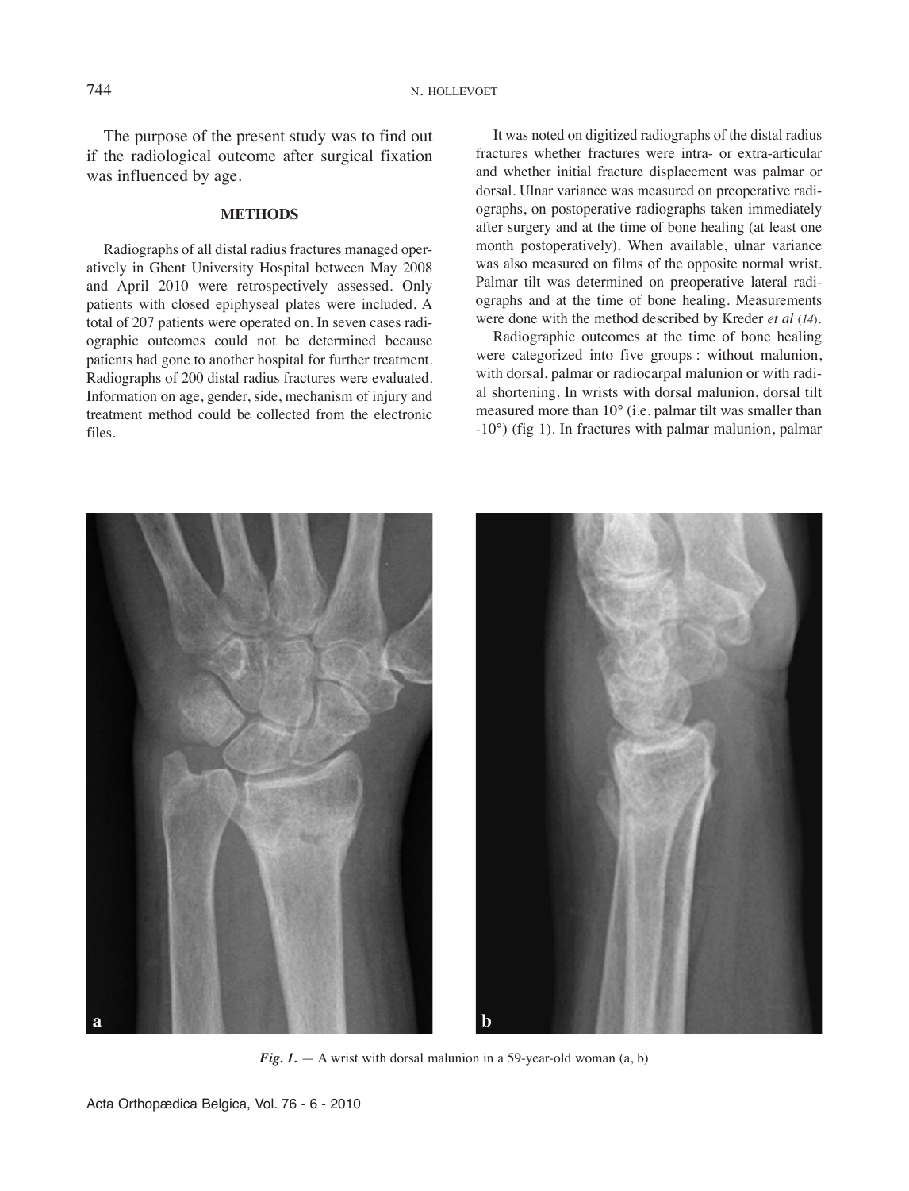The purpose of the present study was to find out if the radiological outcome after surgical fixation was influenced by age.

## METHODS

Radiographs of all distal radius fractures managed operatively in Ghent University Hospital between May 2008 and April 2010 were retrospectively assessed. Only patients with closed epiphyseal plates were included. A total of 207 patients were operated on. In seven cases radiographic outcomes could not be determined because patients had gone to another hospital for further treatment. Radiographs of 200 distal radius fractures were evaluated. Information on age, gender, side, mechanism of injury and treatment method could be collected from the electronic files.

It was noted on digitized radiographs of the distal radius fractures whether fractures were intra- or extra-articular and whether initial fracture displacement was palmar or dorsal. Ulnar variance was measured on preoperative radiographs, on postoperative radiographs taken immediately after surgery and at the time of bone healing (at least one month postoperatively). When available, ulnar variance was also measured on films of the opposite normal wrist. Palmar tilt was determined on preoperative lateral radiographs and at the time of bone healing. Measurements were done with the method described by Kreder *et al* (14).

Radiographic outcomes at the time of bone healing were categorized into five groups : without malunion, with dorsal, palmar or radiocarpal malunion or with radial shortening. In wrists with dorsal malunion, dorsal tilt measured more than 10° (i.e. palmar tilt was smaller than -10°) (fig 1). In fractures with palmar malunion, palmar

***Fig. 1.*** — A wrist with dorsal malunion in a 59-year-old woman (a, b)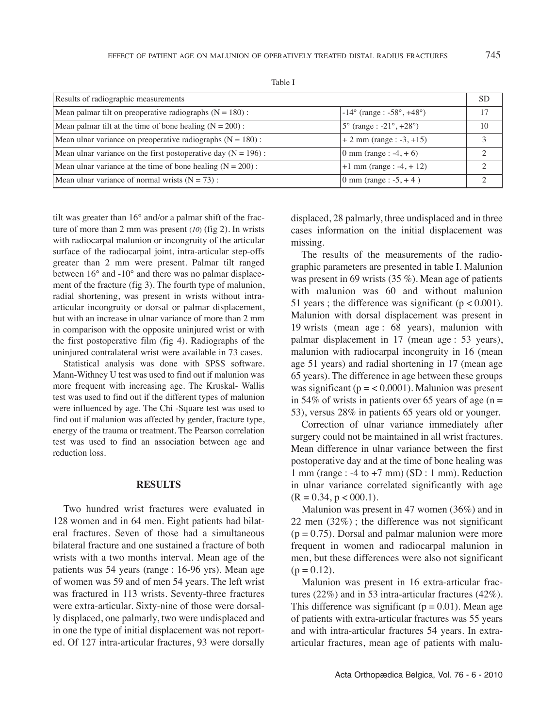Table I

| Results of radiographic measurements | | SD |
|---|---|---|
| Mean palmar tilt on preoperative radiographs ($N = 180$) : | -14° (range : -58°, +48°) | 17 |
| Mean palmar tilt at the time of bone healing ($N = 200$) : | 5° (range : -21°, +28°) | 10 |
| Mean ulnar variance on preoperative radiographs ($N = 180$) : | + 2 mm (range : -3, +15) | 3 |
| Mean ulnar variance on the first postoperative day ($N = 196$) : | 0 mm (range : -4, + 6) | 2 |
| Mean ulnar variance at the time of bone healing ($N = 200$) : | +1 mm (range : -4, + 12) | 2 |
| Mean ulnar variance of normal wrists ($N = 73$) : | 0 mm (range : -5, + 4 ) | 2 |

tilt was greater than 16° and/or a palmar shift of the fracture of more than 2 mm was present (10) (fig 2). In wrists with radiocarpal malunion or incongruity of the articular surface of the radiocarpal joint, intra-articular step-offs greater than 2 mm were present. Palmar tilt ranged between 16° and -10° and there was no palmar displacement of the fracture (fig 3). The fourth type of malunion, radial shortening, was present in wrists without intra-articular incongruity or dorsal or palmar displacement, but with an increase in ulnar variance of more than 2 mm in comparison with the opposite uninjured wrist or with the first postoperative film (fig 4). Radiographs of the uninjured contralateral wrist were available in 73 cases.

Statistical analysis was done with SPSS software. Mann-Withney U test was used to find out if malunion was more frequent with increasing age. The Kruskal- Wallis test was used to find out if the different types of malunion were influenced by age. The Chi -Square test was used to find out if malunion was affected by gender, fracture type, energy of the trauma or treatment. The Pearson correlation test was used to find an association between age and reduction loss.

## RESULTS

Two hundred wrist fractures were evaluated in 128 women and in 64 men. Eight patients had bilateral fractures. Seven of those had a simultaneous bilateral fracture and one sustained a fracture of both wrists with a two months interval. Mean age of the patients was 54 years (range : 16-96 yrs). Mean age of women was 59 and of men 54 years. The left wrist was fractured in 113 wrists. Seventy-three fractures were extra-articular. Sixty-nine of those were dorsally displaced, one palmarly, two were undisplaced and in one the type of initial displacement was not reported. Of 127 intra-articular fractures, 93 were dorsally displaced, 28 palmarly, three undisplaced and in three cases information on the initial displacement was missing.

The results of the measurements of the radiographic parameters are presented in table I. Malunion was present in 69 wrists (35 %). Mean age of patients with malunion was 60 and without malunion 51 years ; the difference was significant ($p < 0.001$). Malunion with dorsal displacement was present in 19 wrists (mean age : 68 years), malunion with palmar displacement in 17 (mean age : 53 years), malunion with radiocarpal incongruity in 16 (mean age 51 years) and radial shortening in 17 (mean age 65 years). The difference in age between these groups was significant ($p = < 0.0001$). Malunion was present in 54% of wrists in patients over 65 years of age ($n = 53$), versus 28% in patients 65 years old or younger.

Correction of ulnar variance immediately after surgery could not be maintained in all wrist fractures. Mean difference in ulnar variance between the first postoperative day and at the time of bone healing was 1 mm (range : -4 to +7 mm) (SD : 1 mm). Reduction in ulnar variance correlated significantly with age ($R = 0.34$, $p < 000.1$).

Malunion was present in 47 women (36%) and in 22 men (32%) ; the difference was not significant ($p = 0.75$). Dorsal and palmar malunion were more frequent in women and radiocarpal malunion in men, but these differences were also not significant ($p = 0.12$).

Malunion was present in 16 extra-articular fractures (22%) and in 53 intra-articular fractures (42%). This difference was significant ($p = 0.01$). Mean age of patients with extra-articular fractures was 55 years and with intra-articular fractures 54 years. In extra-articular fractures, mean age of patients with malu-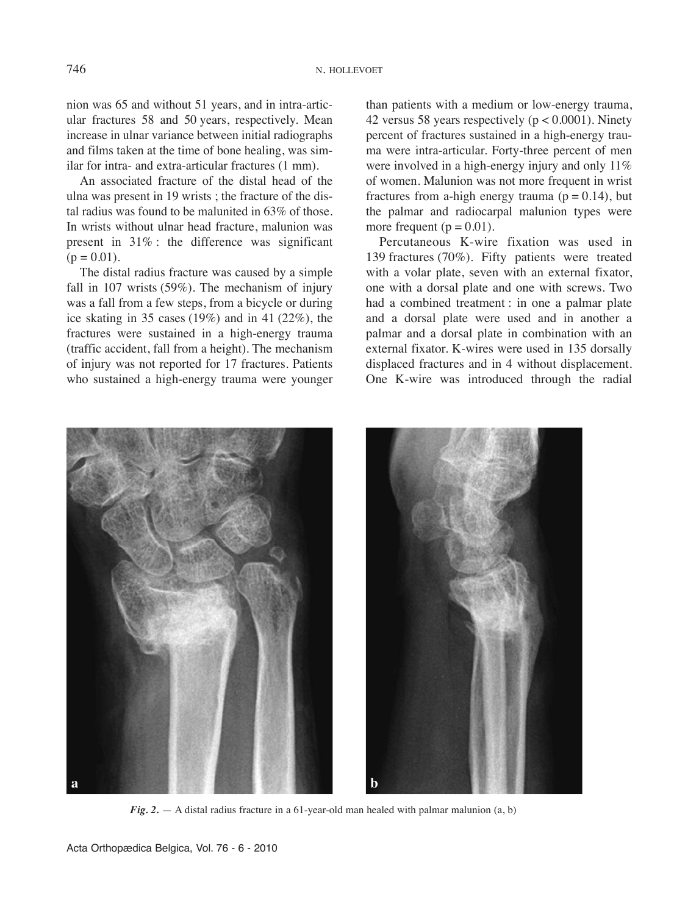nion was 65 and without 51 years, and in intra-articular fractures 58 and 50 years, respectively. Mean increase in ulnar variance between initial radiographs and films taken at the time of bone healing, was similar for intra- and extra-articular fractures (1 mm).

An associated fracture of the distal head of the ulna was present in 19 wrists ; the fracture of the distal radius was found to be malunited in 63% of those. In wrists without ulnar head fracture, malunion was present in 31% : the difference was significant ($p = 0.01$).

The distal radius fracture was caused by a simple fall in 107 wrists (59%). The mechanism of injury was a fall from a few steps, from a bicycle or during ice skating in 35 cases (19%) and in 41 (22%), the fractures were sustained in a high-energy trauma (traffic accident, fall from a height). The mechanism of injury was not reported for 17 fractures. Patients who sustained a high-energy trauma were younger than patients with a medium or low-energy trauma, 42 versus 58 years respectively ($p < 0.0001$). Ninety percent of fractures sustained in a high-energy trauma were intra-articular. Forty-three percent of men were involved in a high-energy injury and only 11% of women. Malunion was not more frequent in wrist fractures from a-high energy trauma ($p = 0.14$), but the palmar and radiocarpal malunion types were more frequent ($p = 0.01$).

Percutaneous K-wire fixation was used in 139 fractures (70%). Fifty patients were treated with a volar plate, seven with an external fixator, one with a dorsal plate and one with screws. Two had a combined treatment : in one a palmar plate and a dorsal plate were used and in another a palmar and a dorsal plate in combination with an external fixator. K-wires were used in 135 dorsally displaced fractures and in 4 without displacement. One K-wire was introduced through the radial

*Fig. 2.* — A distal radius fracture in a 61-year-old man healed with palmar malunion (a, b)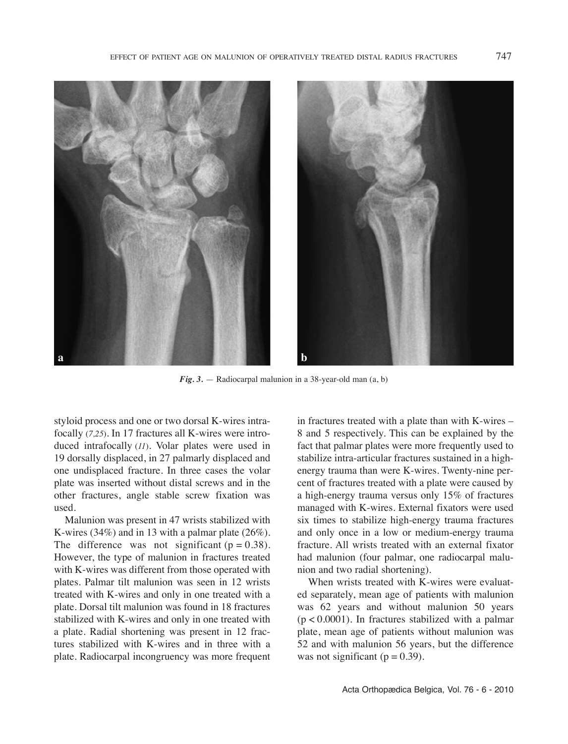*Fig. 3.* — Radiocarpal malunion in a 38-year-old man (a, b)

styloid process and one or two dorsal K-wires intrafocally (7,25). In 17 fractures all K-wires were introduced intrafocally (11). Volar plates were used in 19 dorsally displaced, in 27 palmarly displaced and one undisplaced fracture. In three cases the volar plate was inserted without distal screws and in the other fractures, angle stable screw fixation was used.

Malunion was present in 47 wrists stabilized with K-wires (34%) and in 13 with a palmar plate (26%). The difference was not significant ($p = 0.38$). However, the type of malunion in fractures treated with K-wires was different from those operated with plates. Palmar tilt malunion was seen in 12 wrists treated with K-wires and only in one treated with a plate. Dorsal tilt malunion was found in 18 fractures stabilized with K-wires and only in one treated with a plate. Radial shortening was present in 12 fractures stabilized with K-wires and in three with a plate. Radiocarpal incongruency was more frequent in fractures treated with a plate than with K-wires – 8 and 5 respectively. This can be explained by the fact that palmar plates were more frequently used to stabilize intra-articular fractures sustained in a high-energy trauma than were K-wires. Twenty-nine percent of fractures treated with a plate were caused by a high-energy trauma versus only 15% of fractures managed with K-wires. External fixators were used six times to stabilize high-energy trauma fractures and only once in a low or medium-energy trauma fracture. All wrists treated with an external fixator had malunion (four palmar, one radiocarpal malunion and two radial shortening).

When wrists treated with K-wires were evaluated separately, mean age of patients with malunion was 62 years and without malunion 50 years ($p < 0.0001$). In fractures stabilized with a palmar plate, mean age of patients without malunion was 52 and with malunion 56 years, but the difference was not significant ($p = 0.39$).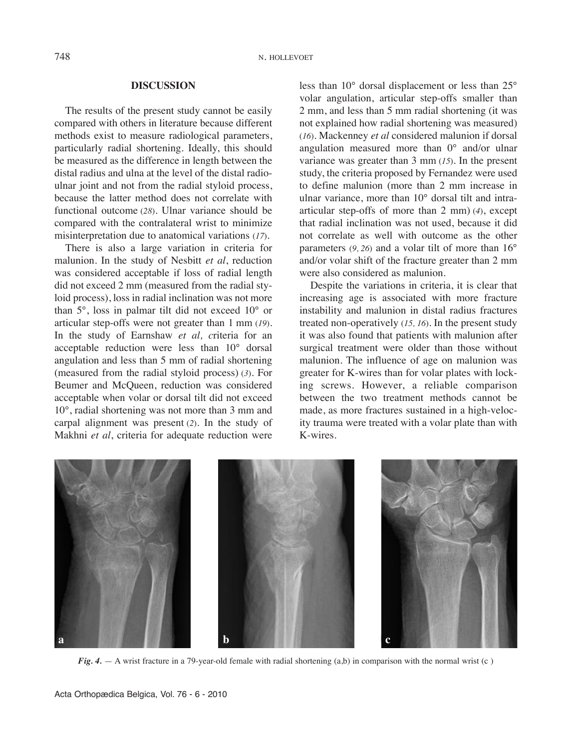## DISCUSSION

The results of the present study cannot be easily compared with others in literature because different methods exist to measure radiological parameters, particularly radial shortening. Ideally, this should be measured as the difference in length between the distal radius and ulna at the level of the distal radio-ulnar joint and not from the radial styloid process, because the latter method does not correlate with functional outcome (28). Ulnar variance should be compared with the contralateral wrist to minimize misinterpretation due to anatomical variations (17).

There is also a large variation in criteria for malunion. In the study of Nesbitt *et al*, reduction was considered acceptable if loss of radial length did not exceed 2 mm (measured from the radial styloid process), loss in radial inclination was not more than 5°, loss in palmar tilt did not exceed 10° or articular step-offs were not greater than 1 mm (19). In the study of Earnshaw *et al, c*riteria for an acceptable reduction were less than 10° dorsal angulation and less than 5 mm of radial shortening (measured from the radial styloid process) (3). For Beumer and McQueen, reduction was considered acceptable when volar or dorsal tilt did not exceed 10°, radial shortening was not more than 3 mm and carpal alignment was present (2). In the study of Makhni *et al*, criteria for adequate reduction were less than 10° dorsal displacement or less than 25° volar angulation, articular step-offs smaller than 2 mm, and less than 5 mm radial shortening (it was not explained how radial shortening was measured) (16). Mackenney *et al* considered malunion if dorsal angulation measured more than 0° and/or ulnar variance was greater than 3 mm (15). In the present study, the criteria proposed by Fernandez were used to define malunion (more than 2 mm increase in ulnar variance, more than 10° dorsal tilt and intra-articular step-offs of more than 2 mm) (4), except that radial inclination was not used, because it did not correlate as well with outcome as the other parameters (9, 26) and a volar tilt of more than 16° and/or volar shift of the fracture greater than 2 mm were also considered as malunion.

Despite the variations in criteria, it is clear that increasing age is associated with more fracture instability and malunion in distal radius fractures treated non-operatively (15, 16). In the present study it was also found that patients with malunion after surgical treatment were older than those without malunion. The influence of age on malunion was greater for K-wires than for volar plates with locking screws. However, a reliable comparison between the two treatment methods cannot be made, as more fractures sustained in a high-velocity trauma were treated with a volar plate than with K-wires.

*Fig. 4.* — A wrist fracture in a 79-year-old female with radial shortening (a,b) in comparison with the normal wrist (c )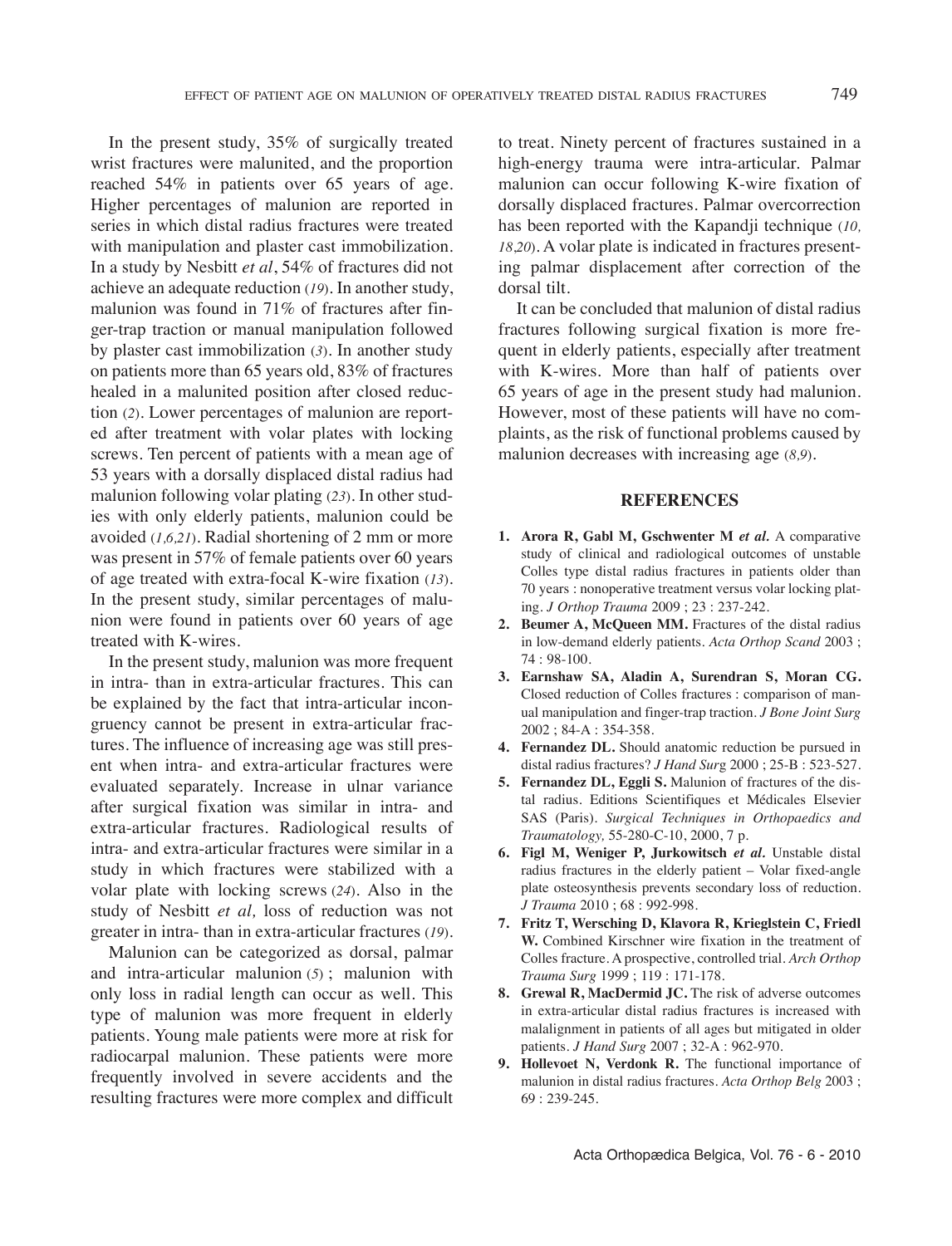In the present study, 35% of surgically treated wrist fractures were malunited, and the proportion reached 54% in patients over 65 years of age. Higher percentages of malunion are reported in series in which distal radius fractures were treated with manipulation and plaster cast immobilization. In a study by Nesbitt *et al*, 54% of fractures did not achieve an adequate reduction (*19*). In another study, malunion was found in 71% of fractures after finger-trap traction or manual manipulation followed by plaster cast immobilization (*3*). In another study on patients more than 65 years old, 83% of fractures healed in a malunited position after closed reduction (*2*). Lower percentages of malunion are reported after treatment with volar plates with locking screws. Ten percent of patients with a mean age of 53 years with a dorsally displaced distal radius had malunion following volar plating (*23*). In other studies with only elderly patients, malunion could be avoided (*1,6,21*). Radial shortening of 2 mm or more was present in 57% of female patients over 60 years of age treated with extra-focal K-wire fixation (*13*). In the present study, similar percentages of malunion were found in patients over 60 years of age treated with K-wires.

In the present study, malunion was more frequent in intra- than in extra-articular fractures. This can be explained by the fact that intra-articular incongruency cannot be present in extra-articular fractures. The influence of increasing age was still present when intra- and extra-articular fractures were evaluated separately. Increase in ulnar variance after surgical fixation was similar in intra- and extra-articular fractures. Radiological results of intra- and extra-articular fractures were similar in a study in which fractures were stabilized with a volar plate with locking screws (*24*). Also in the study of Nesbitt *et al,* loss of reduction was not greater in intra- than in extra-articular fractures (*19*).

Malunion can be categorized as dorsal, palmar and intra-articular malunion (*5*) ; malunion with only loss in radial length can occur as well. This type of malunion was more frequent in elderly patients. Young male patients were more at risk for radiocarpal malunion. These patients were more frequently involved in severe accidents and the resulting fractures were more complex and difficult to treat. Ninety percent of fractures sustained in a high-energy trauma were intra-articular. Palmar malunion can occur following K-wire fixation of dorsally displaced fractures. Palmar overcorrection has been reported with the Kapandji technique (*10, 18,20*). A volar plate is indicated in fractures presenting palmar displacement after correction of the dorsal tilt.

It can be concluded that malunion of distal radius fractures following surgical fixation is more frequent in elderly patients, especially after treatment with K-wires. More than half of patients over 65 years of age in the present study had malunion. However, most of these patients will have no complaints, as the risk of functional problems caused by malunion decreases with increasing age (*8,9*).

## REFERENCES

1. **Arora R, Gabl M, Gschwenter M *et al.*** A comparative study of clinical and radiological outcomes of unstable Colles type distal radius fractures in patients older than 70 years : nonoperative treatment versus volar locking plating. *J Orthop Trauma* 2009 ; 23 : 237-242.
2. **Beumer A, McQueen MM.** Fractures of the distal radius in low-demand elderly patients. *Acta Orthop Scand* 2003 ; 74 : 98-100.
3. **Earnshaw SA, Aladin A, Surendran S, Moran CG.** Closed reduction of Colles fractures : comparison of manual manipulation and finger-trap traction. *J Bone Joint Surg* 2002 ; 84-A : 354-358.
4. **Fernandez DL.** Should anatomic reduction be pursued in distal radius fractures? *J Hand Surg* 2000 ; 25-B : 523-527.
5. **Fernandez DL, Eggli S.** Malunion of fractures of the distal radius. Editions Scientifiques et Médicales Elsevier SAS (Paris). *Surgical Techniques in Orthopaedics and Traumatology,* 55-280-C-10, 2000, 7 p.
6. **Figl M, Weniger P, Jurkowitsch *et al.*** Unstable distal radius fractures in the elderly patient – Volar fixed-angle plate osteosynthesis prevents secondary loss of reduction. *J Trauma* 2010 ; 68 : 992-998.
7. **Fritz T, Wersching D, Klavora R, Krieglstein C, Friedl W.** Combined Kirschner wire fixation in the treatment of Colles fracture. A prospective, controlled trial. *Arch Orthop Trauma Surg* 1999 ; 119 : 171-178.
8. **Grewal R, MacDermid JC.** The risk of adverse outcomes in extra-articular distal radius fractures is increased with malalignment in patients of all ages but mitigated in older patients. *J Hand Surg* 2007 ; 32-A : 962-970.
9. **Hollevoet N, Verdonk R.** The functional importance of malunion in distal radius fractures. *Acta Orthop Belg* 2003 ; 69 : 239-245.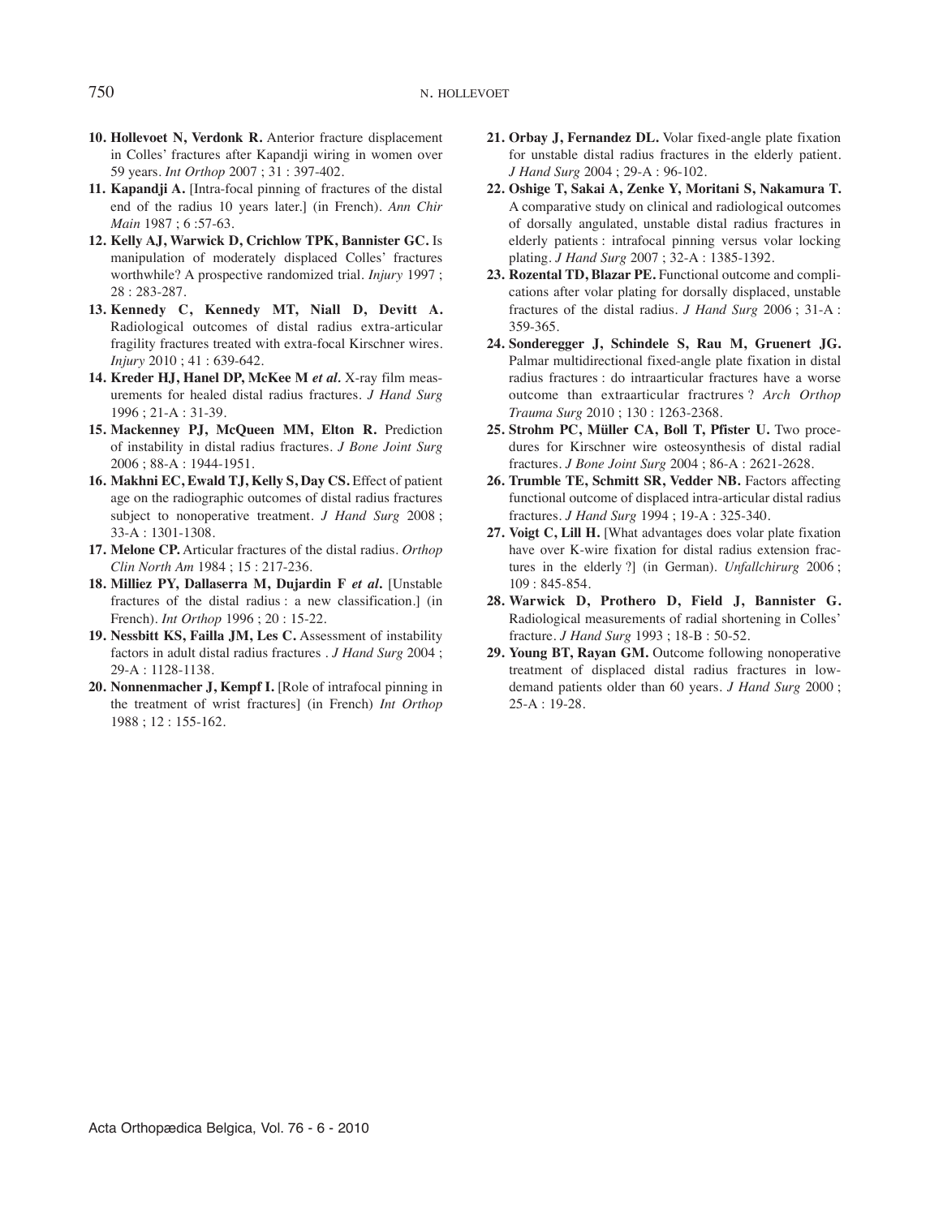10. **Hollevoet N, Verdonk R.** Anterior fracture displacement in Colles' fractures after Kapandji wiring in women over 59 years. *Int Orthop* 2007 ; 31 : 397-402.
11. **Kapandji A.** [Intra-focal pinning of fractures of the distal end of the radius 10 years later.] (in French). *Ann Chir Main* 1987 ; 6 :57-63.
12. **Kelly AJ, Warwick D, Crichlow TPK, Bannister GC.** Is manipulation of moderately displaced Colles' fractures worthwhile? A prospective randomized trial. *Injury* 1997 ; 28 : 283-287.
13. **Kennedy C, Kennedy MT, Niall D, Devitt A.** Radiological outcomes of distal radius extra-articular fragility fractures treated with extra-focal Kirschner wires. *Injury* 2010 ; 41 : 639-642.
14. **Kreder HJ, Hanel DP, McKee M *et al*.** X-ray film measurements for healed distal radius fractures. *J Hand Surg* 1996 ; 21-A : 31-39.
15. **Mackenney PJ, McQueen MM, Elton R.** Prediction of instability in distal radius fractures. *J Bone Joint Surg* 2006 ; 88-A : 1944-1951.
16. **Makhni EC, Ewald TJ, Kelly S, Day CS.** Effect of patient age on the radiographic outcomes of distal radius fractures subject to nonoperative treatment. *J Hand Surg* 2008 ; 33-A : 1301-1308.
17. **Melone CP.** Articular fractures of the distal radius. *Orthop Clin North Am* 1984 ; 15 : 217-236.
18. **Milliez PY, Dallaserra M, Dujardin F *et al*.** [Unstable fractures of the distal radius : a new classification.] (in French). *Int Orthop* 1996 ; 20 : 15-22.
19. **Nessbitt KS, Failla JM, Les C.** Assessment of instability factors in adult distal radius fractures . *J Hand Surg* 2004 ; 29-A : 1128-1138.
20. **Nonnenmacher J, Kempf I.** [Role of intrafocal pinning in the treatment of wrist fractures] (in French) *Int Orthop* 1988 ; 12 : 155-162.
21. **Orbay J, Fernandez DL.** Volar fixed-angle plate fixation for unstable distal radius fractures in the elderly patient. *J Hand Surg* 2004 ; 29-A : 96-102.
22. **Oshige T, Sakai A, Zenke Y, Moritani S, Nakamura T.** A comparative study on clinical and radiological outcomes of dorsally angulated, unstable distal radius fractures in elderly patients : intrafocal pinning versus volar locking plating. *J Hand Surg* 2007 ; 32-A : 1385-1392.
23. **Rozental TD, Blazar PE.** Functional outcome and complications after volar plating for dorsally displaced, unstable fractures of the distal radius. *J Hand Surg* 2006 ; 31-A : 359-365.
24. **Sonderegger J, Schindele S, Rau M, Gruenert JG.** Palmar multidirectional fixed-angle plate fixation in distal radius fractures : do intraarticular fractures have a worse outcome than extraarticular fractrures ? *Arch Orthop Trauma Surg* 2010 ; 130 : 1263-2368.
25. **Strohm PC, Müller CA, Boll T, Pfister U.** Two procedures for Kirschner wire osteosynthesis of distal radial fractures. *J Bone Joint Surg* 2004 ; 86-A : 2621-2628.
26. **Trumble TE, Schmitt SR, Vedder NB.** Factors affecting functional outcome of displaced intra-articular distal radius fractures. *J Hand Surg* 1994 ; 19-A : 325-340.
27. **Voigt C, Lill H.** [What advantages does volar plate fixation have over K-wire fixation for distal radius extension fractures in the elderly ?] (in German). *Unfallchirurg* 2006 ; 109 : 845-854.
28. **Warwick D, Prothero D, Field J, Bannister G.** Radiological measurements of radial shortening in Colles' fracture. *J Hand Surg* 1993 ; 18-B : 50-52.
29. **Young BT, Rayan GM.** Outcome following nonoperative treatment of displaced distal radius fractures in low-demand patients older than 60 years. *J Hand Surg* 2000 ; 25-A : 19-28.